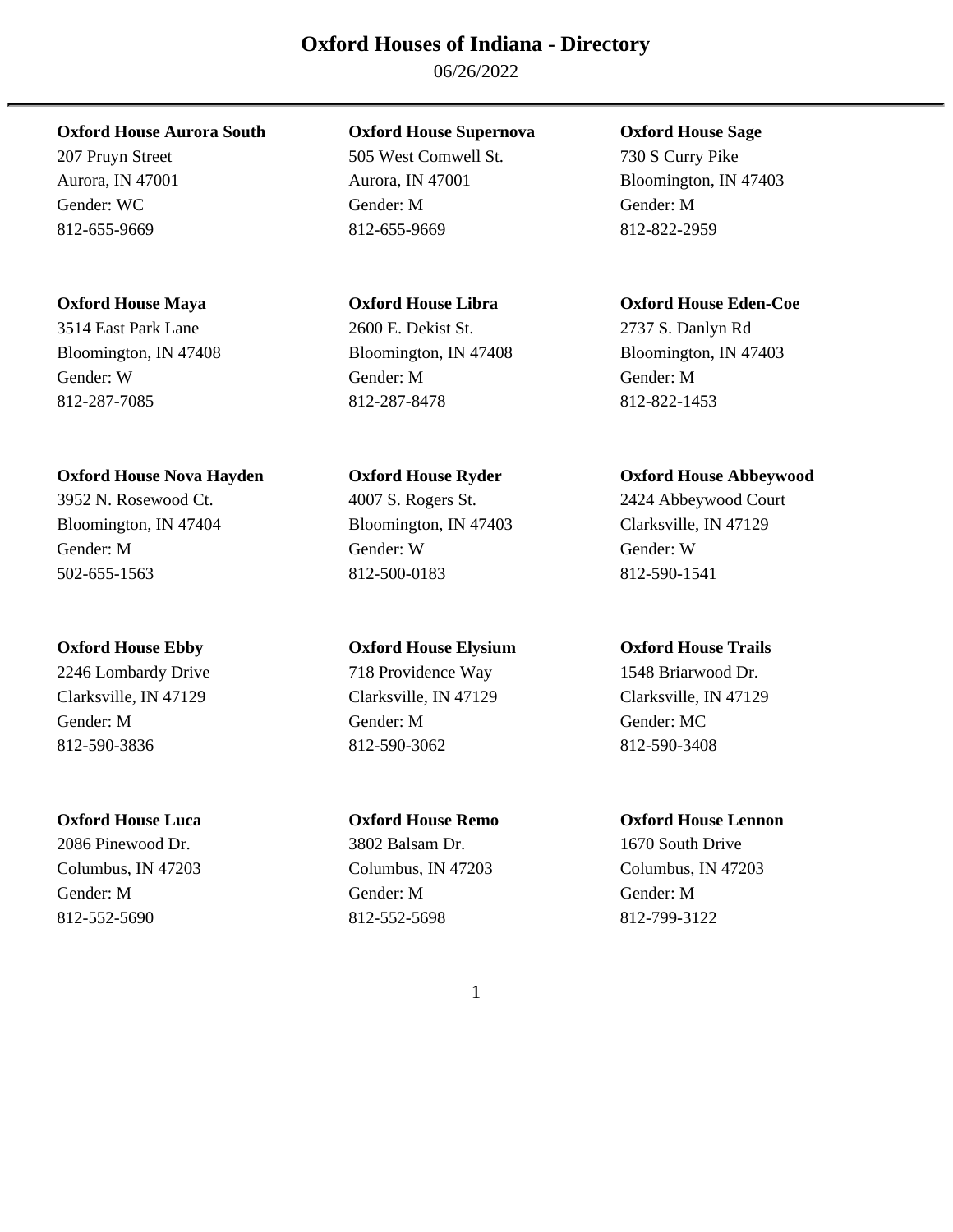# Oxford Houses of Indiana - Directory

06/26/2022

---

**Oxford House Aurora South**
207 Pruyn Street
Aurora, IN 47001
Gender: WC
812-655-9669

**Oxford House Supernova**
505 West Comwell St.
Aurora, IN 47001
Gender: M
812-655-9669

**Oxford House Sage**
730 S Curry Pike
Bloomington, IN 47403
Gender: M
812-822-2959

**Oxford House Maya**
3514 East Park Lane
Bloomington, IN 47408
Gender: W
812-287-7085

**Oxford House Libra**
2600 E. Dekist St.
Bloomington, IN 47408
Gender: M
812-287-8478

**Oxford House Eden-Coe**
2737 S. Danlyn Rd
Bloomington, IN 47403
Gender: M
812-822-1453

**Oxford House Nova Hayden**
3952 N. Rosewood Ct.
Bloomington, IN 47404
Gender: M
502-655-1563

**Oxford House Ryder**
4007 S. Rogers St.
Bloomington, IN 47403
Gender: W
812-500-0183

**Oxford House Abbeywood**
2424 Abbeywood Court
Clarksville, IN 47129
Gender: W
812-590-1541

**Oxford House Ebby**
2246 Lombardy Drive
Clarksville, IN 47129
Gender: M
812-590-3836

**Oxford House Elysium**
718 Providence Way
Clarksville, IN 47129
Gender: M
812-590-3062

**Oxford House Trails**
1548 Briarwood Dr.
Clarksville, IN 47129
Gender: MC
812-590-3408

**Oxford House Luca**
2086 Pinewood Dr.
Columbus, IN 47203
Gender: M
812-552-5690

**Oxford House Remo**
3802 Balsam Dr.
Columbus, IN 47203
Gender: M
812-552-5698

**Oxford House Lennon**
1670 South Drive
Columbus, IN 47203
Gender: M
812-799-3122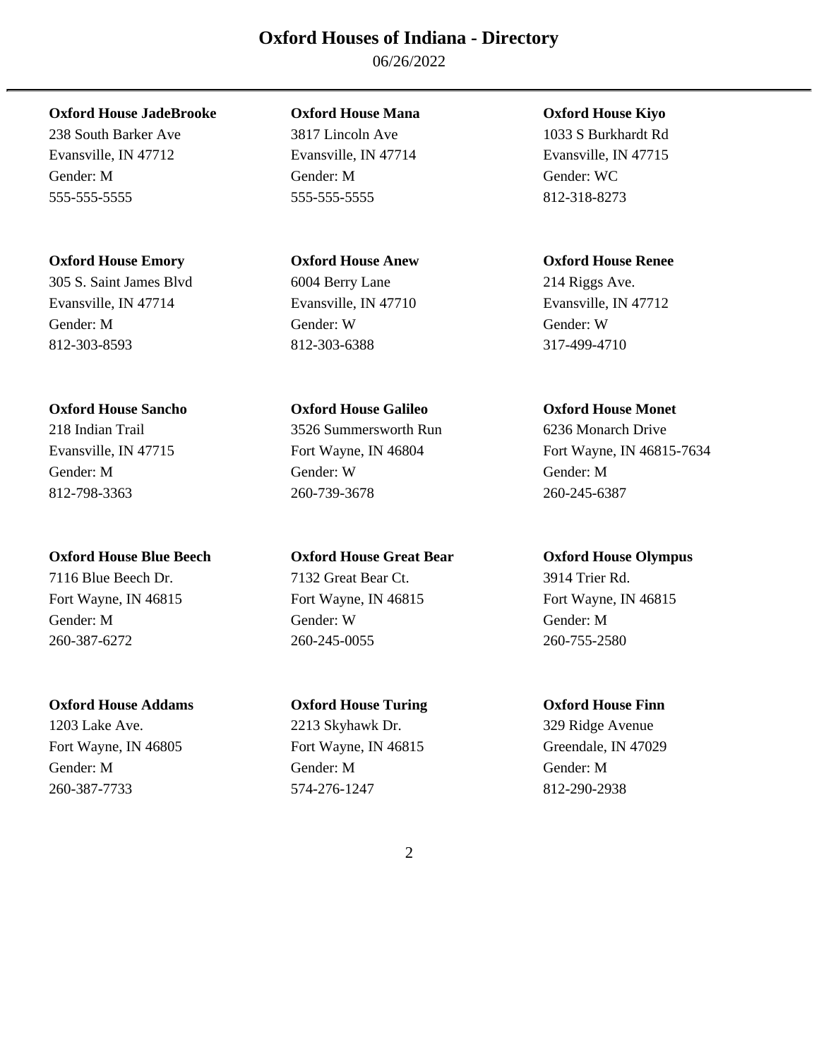# Oxford Houses of Indiana - Directory

06/26/2022

**Oxford House JadeBrooke**
238 South Barker Ave
Evansville, IN 47712
Gender: M
555-555-5555

**Oxford House Mana**
3817 Lincoln Ave
Evansville, IN 47714
Gender: M
555-555-5555

**Oxford House Kiyo**
1033 S Burkhardt Rd
Evansville, IN 47715
Gender: WC
812-318-8273

**Oxford House Emory**
305 S. Saint James Blvd
Evansville, IN 47714
Gender: M
812-303-8593

**Oxford House Anew**
6004 Berry Lane
Evansville, IN 47710
Gender: W
812-303-6388

**Oxford House Renee**
214 Riggs Ave.
Evansville, IN 47712
Gender: W
317-499-4710

**Oxford House Sancho**
218 Indian Trail
Evansville, IN 47715
Gender: M
812-798-3363

**Oxford House Galileo**
3526 Summersworth Run
Fort Wayne, IN 46804
Gender: W
260-739-3678

**Oxford House Monet**
6236 Monarch Drive
Fort Wayne, IN 46815-7634
Gender: M
260-245-6387

**Oxford House Blue Beech**
7116 Blue Beech Dr.
Fort Wayne, IN 46815
Gender: M
260-387-6272

**Oxford House Great Bear**
7132 Great Bear Ct.
Fort Wayne, IN 46815
Gender: W
260-245-0055

**Oxford House Olympus**
3914 Trier Rd.
Fort Wayne, IN 46815
Gender: M
260-755-2580

**Oxford House Addams**
1203 Lake Ave.
Fort Wayne, IN 46805
Gender: M
260-387-7733

**Oxford House Turing**
2213 Skyhawk Dr.
Fort Wayne, IN 46815
Gender: M
574-276-1247

**Oxford House Finn**
329 Ridge Avenue
Greendale, IN 47029
Gender: M
812-290-2938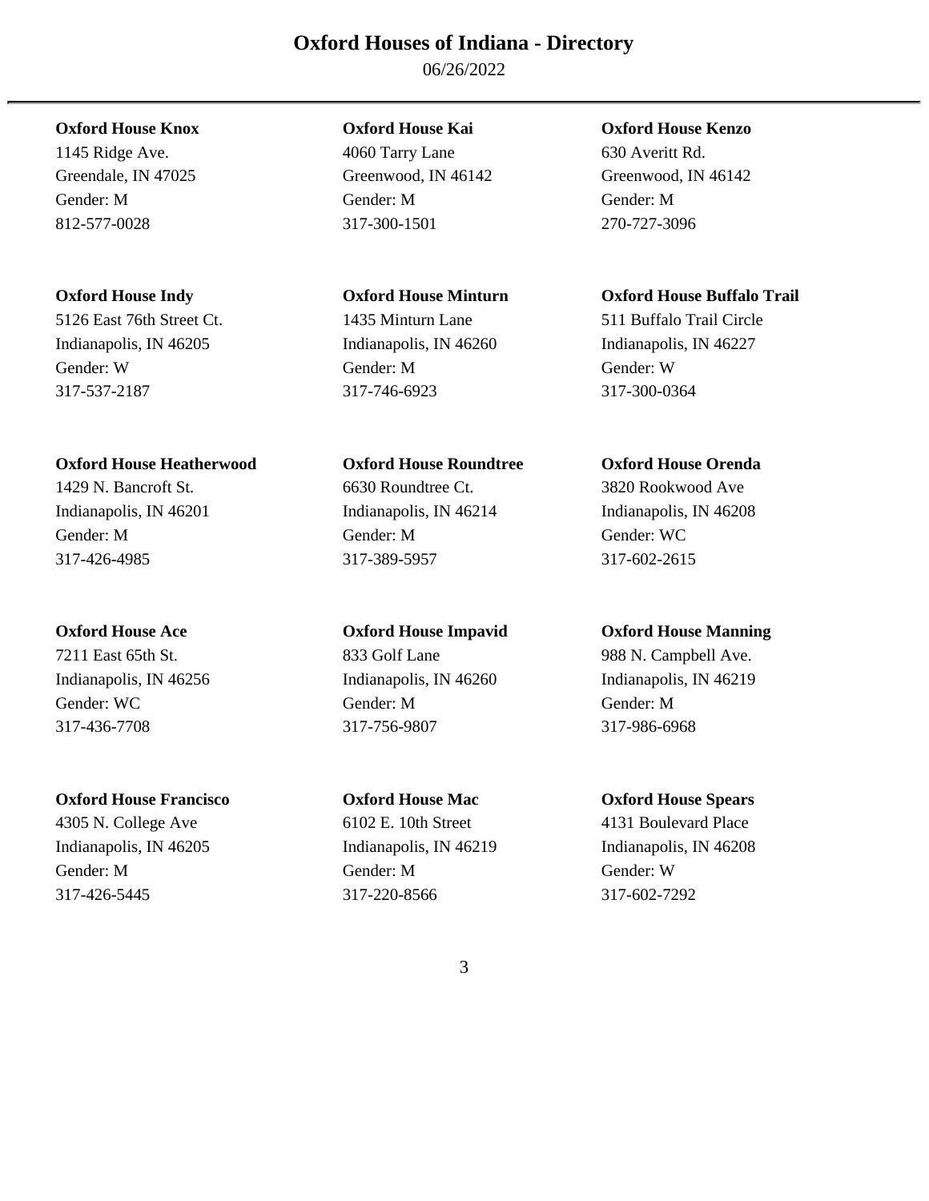# Oxford Houses of Indiana - Directory

06/26/2022

---

**Oxford House Knox**
1145 Ridge Ave.
Greendale, IN 47025
Gender: M
812-577-0028

**Oxford House Kai**
4060 Tarry Lane
Greenwood, IN 46142
Gender: M
317-300-1501

**Oxford House Kenzo**
630 Averitt Rd.
Greenwood, IN 46142
Gender: M
270-727-3096

**Oxford House Indy**
5126 East 76th Street Ct.
Indianapolis, IN 46205
Gender: W
317-537-2187

**Oxford House Minturn**
1435 Minturn Lane
Indianapolis, IN 46260
Gender: M
317-746-6923

**Oxford House Buffalo Trail**
511 Buffalo Trail Circle
Indianapolis, IN 46227
Gender: W
317-300-0364

**Oxford House Heatherwood**
1429 N. Bancroft St.
Indianapolis, IN 46201
Gender: M
317-426-4985

**Oxford House Roundtree**
6630 Roundtree Ct.
Indianapolis, IN 46214
Gender: M
317-389-5957

**Oxford House Orenda**
3820 Rookwood Ave
Indianapolis, IN 46208
Gender: WC
317-602-2615

**Oxford House Ace**
7211 East 65th St.
Indianapolis, IN 46256
Gender: WC
317-436-7708

**Oxford House Impavid**
833 Golf Lane
Indianapolis, IN 46260
Gender: M
317-756-9807

**Oxford House Manning**
988 N. Campbell Ave.
Indianapolis, IN 46219
Gender: M
317-986-6968

**Oxford House Francisco**
4305 N. College Ave
Indianapolis, IN 46205
Gender: M
317-426-5445

**Oxford House Mac**
6102 E. 10th Street
Indianapolis, IN 46219
Gender: M
317-220-8566

**Oxford House Spears**
4131 Boulevard Place
Indianapolis, IN 46208
Gender: W
317-602-7292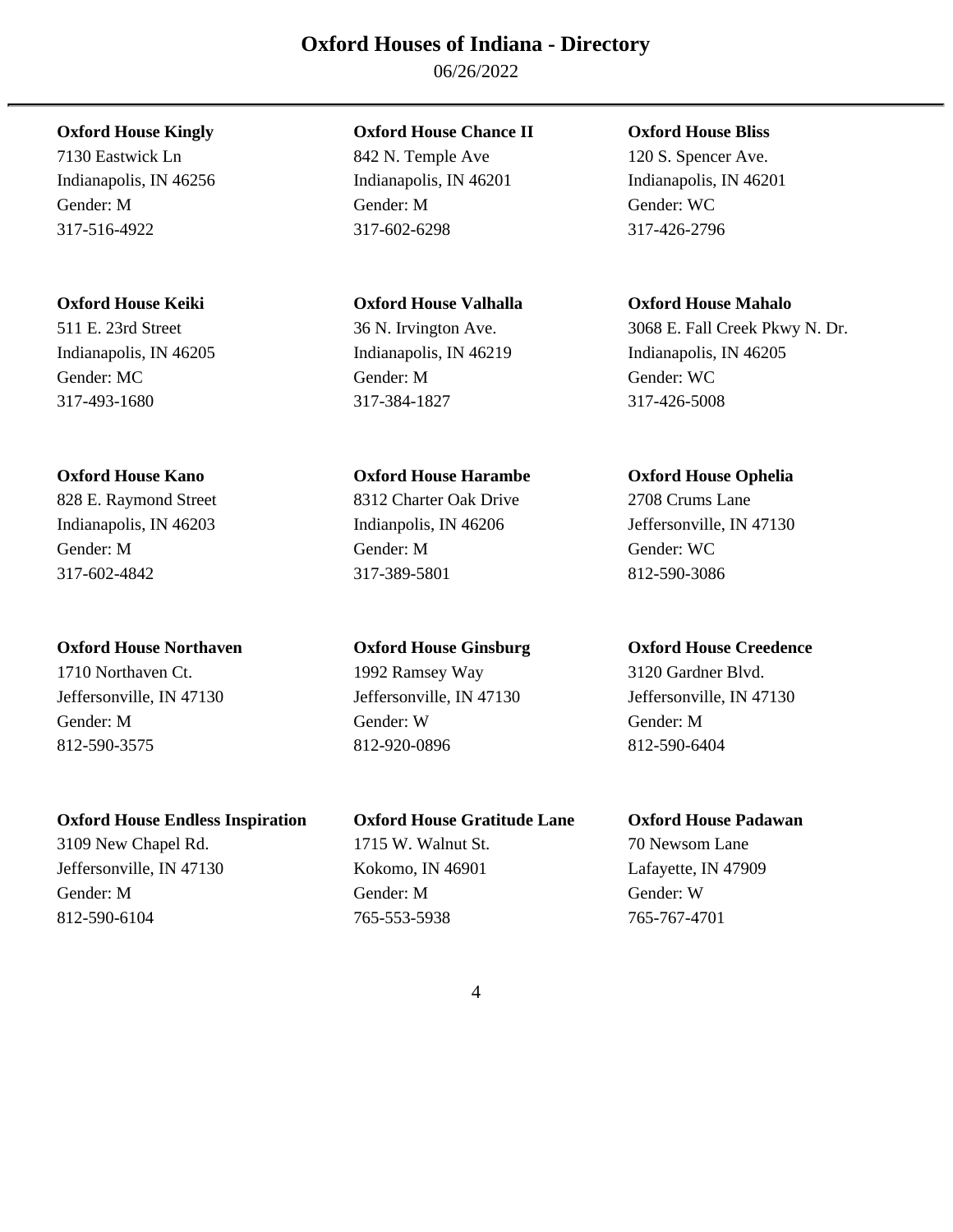# Oxford Houses of Indiana - Directory

06/26/2022

**Oxford House Kingly**
7130 Eastwick Ln
Indianapolis, IN 46256
Gender: M
317-516-4922

**Oxford House Chance II**
842 N. Temple Ave
Indianapolis, IN 46201
Gender: M
317-602-6298

**Oxford House Bliss**
120 S. Spencer Ave.
Indianapolis, IN 46201
Gender: WC
317-426-2796

**Oxford House Keiki**
511 E. 23rd Street
Indianapolis, IN 46205
Gender: MC
317-493-1680

**Oxford House Valhalla**
36 N. Irvington Ave.
Indianapolis, IN 46219
Gender: M
317-384-1827

**Oxford House Mahalo**
3068 E. Fall Creek Pkwy N. Dr.
Indianapolis, IN 46205
Gender: WC
317-426-5008

**Oxford House Kano**
828 E. Raymond Street
Indianapolis, IN 46203
Gender: M
317-602-4842

**Oxford House Harambe**
8312 Charter Oak Drive
Indianpolis, IN 46206
Gender: M
317-389-5801

**Oxford House Ophelia**
2708 Crums Lane
Jeffersonville, IN 47130
Gender: WC
812-590-3086

**Oxford House Northaven**
1710 Northaven Ct.
Jeffersonville, IN 47130
Gender: M
812-590-3575

**Oxford House Ginsburg**
1992 Ramsey Way
Jeffersonville, IN 47130
Gender: W
812-920-0896

**Oxford House Creedence**
3120 Gardner Blvd.
Jeffersonville, IN 47130
Gender: M
812-590-6404

**Oxford House Endless Inspiration**
3109 New Chapel Rd.
Jeffersonville, IN 47130
Gender: M
812-590-6104

**Oxford House Gratitude Lane**
1715 W. Walnut St.
Kokomo, IN 46901
Gender: M
765-553-5938

**Oxford House Padawan**
70 Newsom Lane
Lafayette, IN 47909
Gender: W
765-767-4701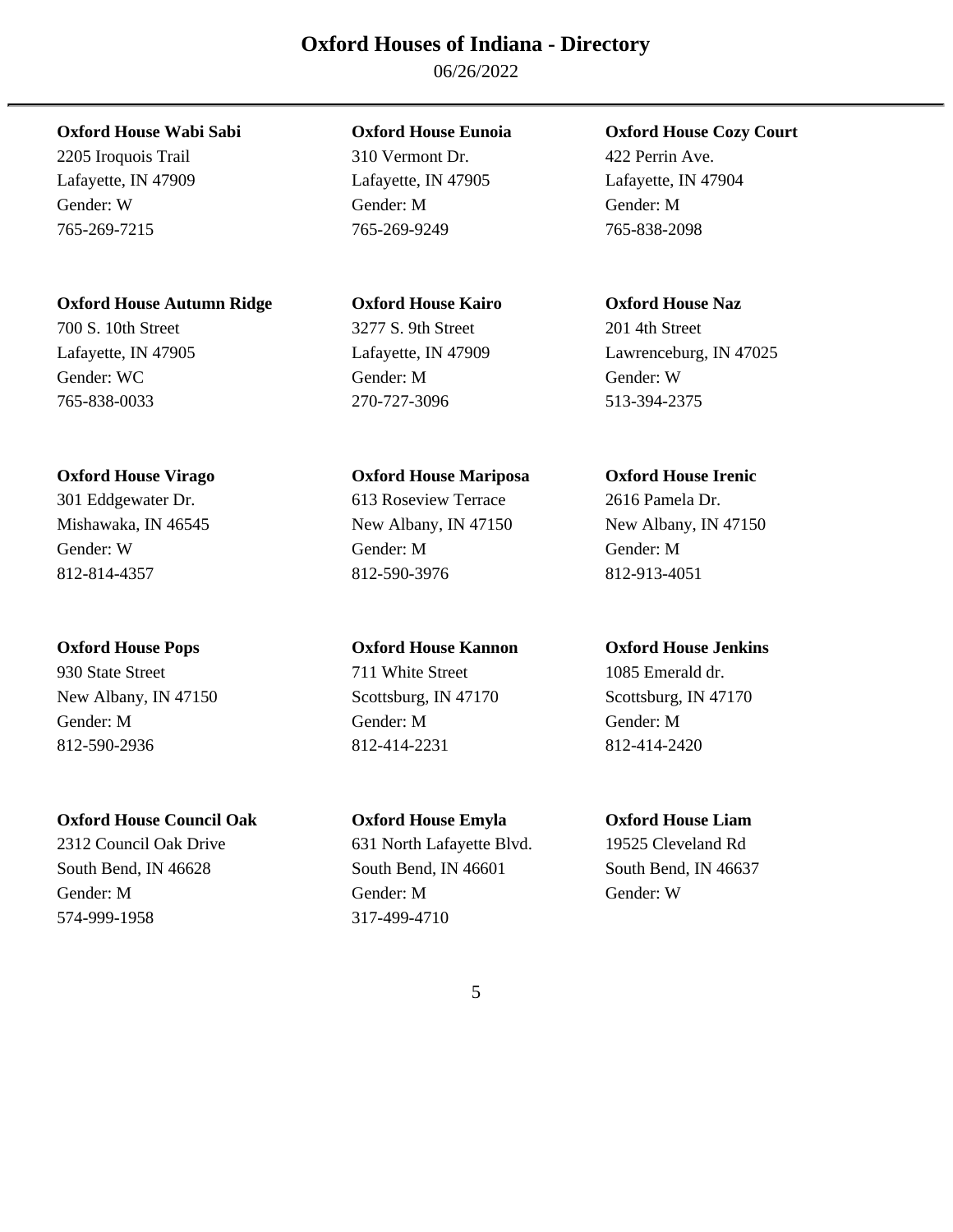# Oxford Houses of Indiana - Directory

06/26/2022

---

**Oxford House Wabi Sabi**
2205 Iroquois Trail
Lafayette, IN 47909
Gender: W
765-269-7215

**Oxford House Eunoia**
310 Vermont Dr.
Lafayette, IN 47905
Gender: M
765-269-9249

**Oxford House Cozy Court**
422 Perrin Ave.
Lafayette, IN 47904
Gender: M
765-838-2098

**Oxford House Autumn Ridge**
700 S. 10th Street
Lafayette, IN 47905
Gender: WC
765-838-0033

**Oxford House Kairo**
3277 S. 9th Street
Lafayette, IN 47909
Gender: M
270-727-3096

**Oxford House Naz**
201 4th Street
Lawrenceburg, IN 47025
Gender: W
513-394-2375

**Oxford House Virago**
301 Eddgewater Dr.
Mishawaka, IN 46545
Gender: W
812-814-4357

**Oxford House Mariposa**
613 Roseview Terrace
New Albany, IN 47150
Gender: M
812-590-3976

**Oxford House Irenic**
2616 Pamela Dr.
New Albany, IN 47150
Gender: M
812-913-4051

**Oxford House Pops**
930 State Street
New Albany, IN 47150
Gender: M
812-590-2936

**Oxford House Kannon**
711 White Street
Scottsburg, IN 47170
Gender: M
812-414-2231

**Oxford House Jenkins**
1085 Emerald dr.
Scottsburg, IN 47170
Gender: M
812-414-2420

**Oxford House Council Oak**
2312 Council Oak Drive
South Bend, IN 46628
Gender: M
574-999-1958

**Oxford House Emyla**
631 North Lafayette Blvd.
South Bend, IN 46601
Gender: M
317-499-4710

**Oxford House Liam**
19525 Cleveland Rd
South Bend, IN 46637
Gender: W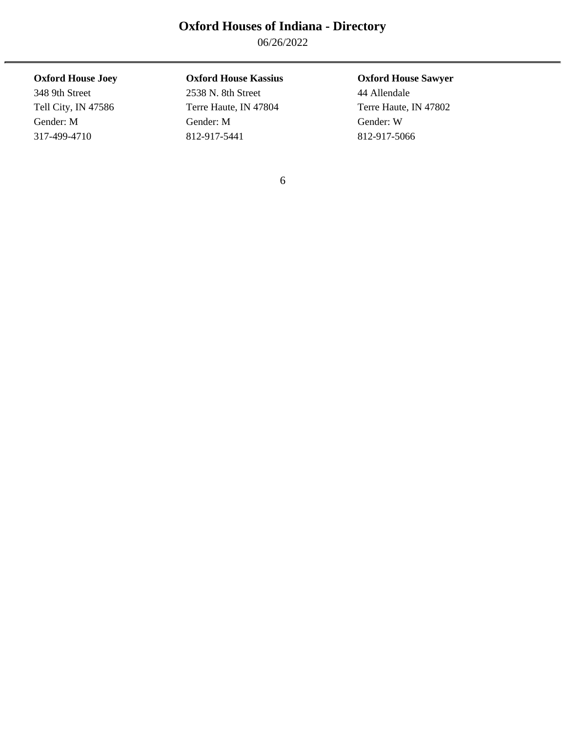# Oxford Houses of Indiana - Directory

06/26/2022

**Oxford House Joey**
348 9th Street
Tell City, IN 47586
Gender: M
317-499-4710

**Oxford House Kassius**
2538 N. 8th Street
Terre Haute, IN 47804
Gender: M
812-917-5441

**Oxford House Sawyer**
44 Allendale
Terre Haute, IN 47802
Gender: W
812-917-5066